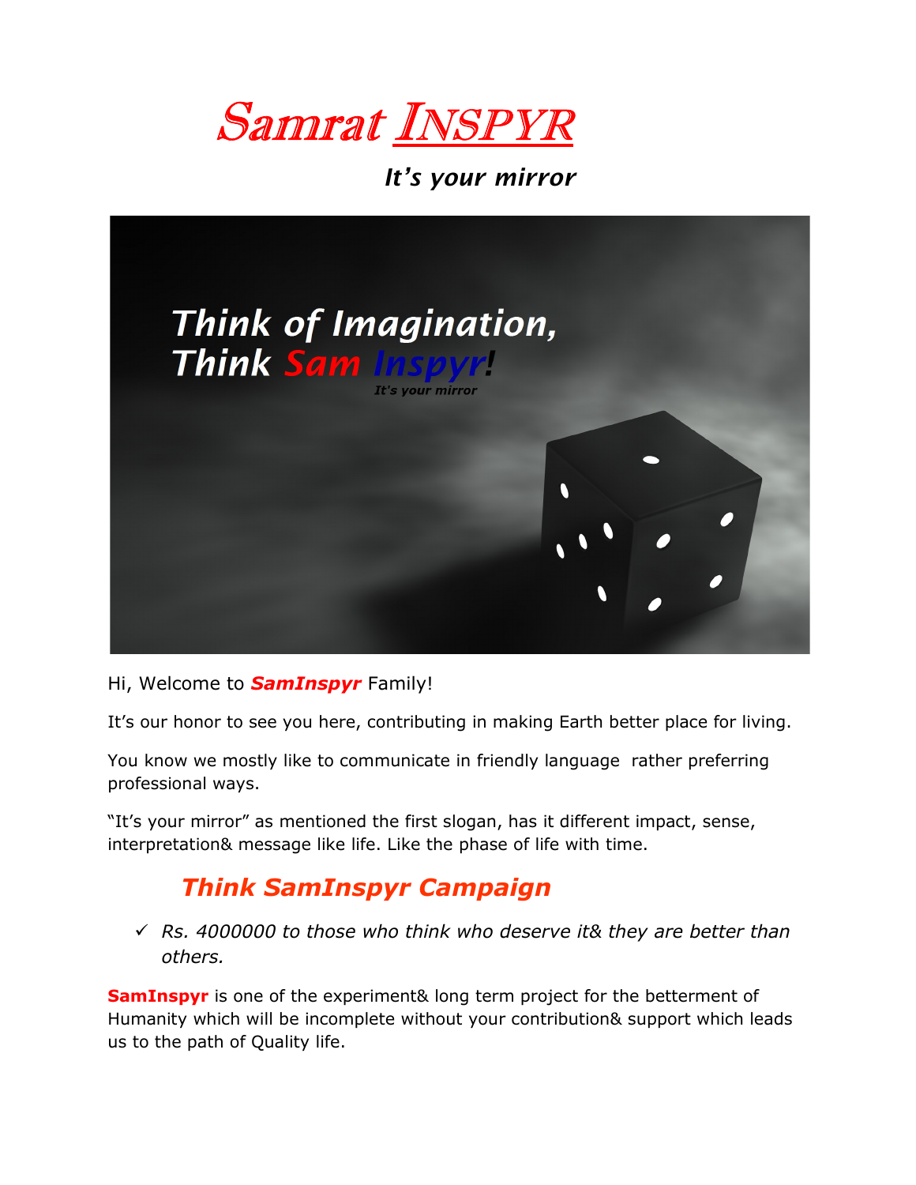# *Samrat INSPYR*

***It's your mirror***

Hi, Welcome to ***SamInspyr*** Family!

It's our honor to see you here, contributing in making Earth better place for living.

You know we mostly like to communicate in friendly language rather preferring professional ways.

"It's your mirror" as mentioned the first slogan, has it different impact, sense, interpretation& message like life. Like the phase of life with time.

## *Think SamInspyr Campaign*

- ✓ *Rs. 4000000 to those who think who deserve it& they are better than others.*

**SamInspyr** is one of the experiment& long term project for the betterment of Humanity which will be incomplete without your contribution& support which leads us to the path of Quality life.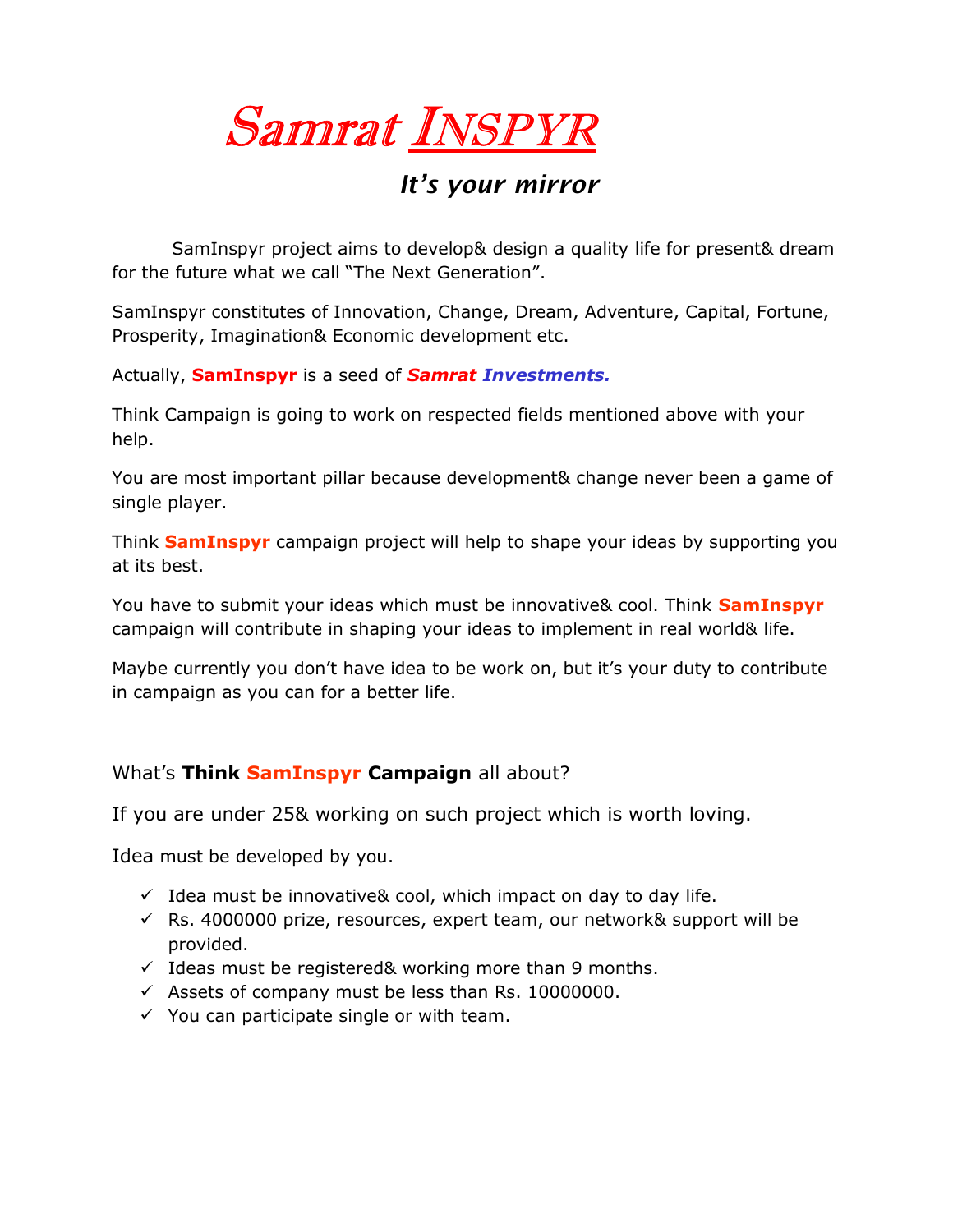# Samrat INSPYR

### *It's your mirror*

SamInspyr project aims to develop& design a quality life for present& dream for the future what we call "The Next Generation".

SamInspyr constitutes of Innovation, Change, Dream, Adventure, Capital, Fortune, Prosperity, Imagination& Economic development etc.

Actually, **SamInspyr** is a seed of ***Samrat Investments.***

Think Campaign is going to work on respected fields mentioned above with your help.

You are most important pillar because development& change never been a game of single player.

Think **SamInspyr** campaign project will help to shape your ideas by supporting you at its best.

You have to submit your ideas which must be innovative& cool. Think **SamInspyr** campaign will contribute in shaping your ideas to implement in real world& life.

Maybe currently you don't have idea to be work on, but it's your duty to contribute in campaign as you can for a better life.

## What's **Think SamInspyr Campaign** all about?

If you are under 25& working on such project which is worth loving.

Idea must be developed by you.

- ✓ Idea must be innovative& cool, which impact on day to day life.
- ✓ Rs. 4000000 prize, resources, expert team, our network& support will be provided.
- ✓ Ideas must be registered& working more than 9 months.
- ✓ Assets of company must be less than Rs. 10000000.
- ✓ You can participate single or with team.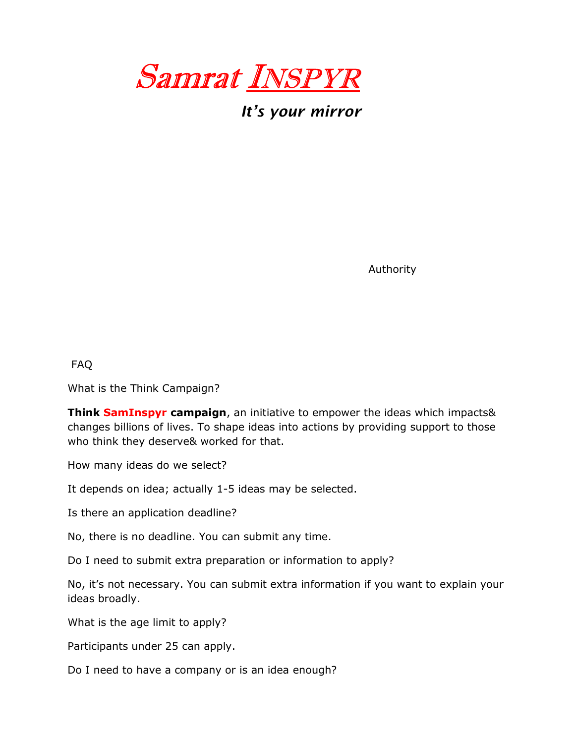# Samrat INSPYR

***It's your mirror***

Authority

FAQ

What is the Think Campaign?

**Think SamInspyr campaign**, an initiative to empower the ideas which impacts& changes billions of lives. To shape ideas into actions by providing support to those who think they deserve& worked for that.

How many ideas do we select?

It depends on idea; actually 1-5 ideas may be selected.

Is there an application deadline?

No, there is no deadline. You can submit any time.

Do I need to submit extra preparation or information to apply?

No, it's not necessary. You can submit extra information if you want to explain your ideas broadly.

What is the age limit to apply?

Participants under 25 can apply.

Do I need to have a company or is an idea enough?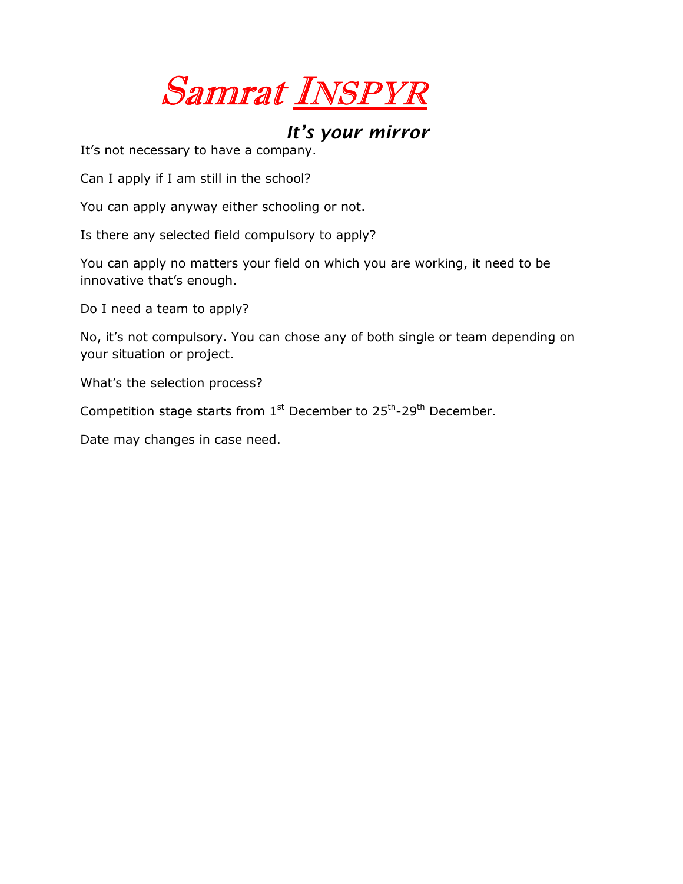# Samrat INSPYR

## *It's your mirror*

It's not necessary to have a company.

Can I apply if I am still in the school?

You can apply anyway either schooling or not.

Is there any selected field compulsory to apply?

You can apply no matters your field on which you are working, it need to be innovative that's enough.

Do I need a team to apply?

No, it's not compulsory. You can chose any of both single or team depending on your situation or project.

What's the selection process?

Competition stage starts from 1st December to 25th-29th December.

Date may changes in case need.